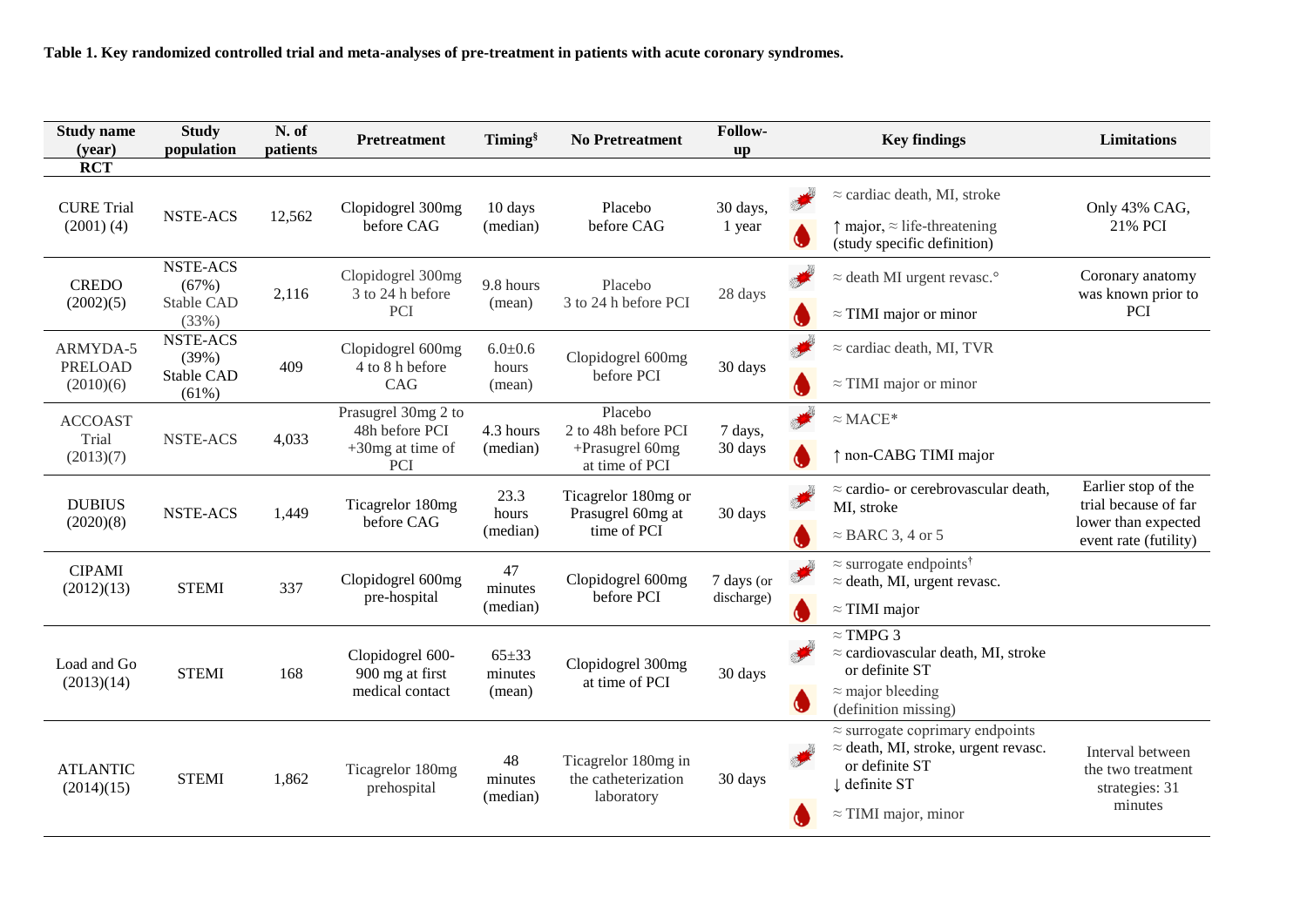**Table 1. Key randomized controlled trial and meta-analyses of pre-treatment in patients with acute coronary syndromes.**

| Study name (year) | Study population | N. of patients | Pretreatment | Timing§ | No Pretreatment | Follow-up | | Key findings | Limitations |
|---|---|---|---|---|---|---|---|---|---|
| **RCT** | | | | | | | | | |
| CURE Trial (2001) (4) | NSTE-ACS | 12,562 | Clopidogrel 300mg before CAG | 10 days (median) | Placebo before CAG | 30 days, 1 year | | ≈ cardiac death, MI, stroke<br>↑ major, ≈ life-threatening (study specific definition) | Only 43% CAG, 21% PCI |
| CREDO (2002)(5) | NSTE-ACS (67%)<br>Stable CAD (33%) | 2,116 | Clopidogrel 300mg 3 to 24 h before PCI | 9.8 hours (mean) | Placebo 3 to 24 h before PCI | 28 days | | ≈ death MI urgent revasc.°<br>≈ TIMI major or minor | Coronary anatomy was known prior to PCI |
| ARMYDA-5 PRELOAD (2010)(6) | NSTE-ACS (39%)<br>Stable CAD (61%) | 409 | Clopidogrel 600mg 4 to 8 h before CAG | 6.0±0.6 hours (mean) | Clopidogrel 600mg before PCI | 30 days | | ≈ cardiac death, MI, TVR<br>≈ TIMI major or minor | |
| ACCOAST Trial (2013)(7) | NSTE-ACS | 4,033 | Prasugrel 30mg 2 to 48h before PCI +30mg at time of PCI | 4.3 hours (median) | Placebo 2 to 48h before PCI +Prasugrel 60mg at time of PCI | 7 days, 30 days | | ≈ MACE*<br>↑ non-CABG TIMI major | |
| DUBIUS (2020)(8) | NSTE-ACS | 1,449 | Ticagrelor 180mg before CAG | 23.3 hours (median) | Ticagrelor 180mg or Prasugrel 60mg at time of PCI | 30 days | | ≈ cardio- or cerebrovascular death, MI, stroke<br>≈ BARC 3, 4 or 5 | Earlier stop of the trial because of far lower than expected event rate (futility) |
| CIPAMI (2012)(13) | STEMI | 337 | Clopidogrel 600mg pre-hospital | 47 minutes (median) | Clopidogrel 600mg before PCI | 7 days (or discharge) | | ≈ surrogate endpoints†<br>≈ death, MI, urgent revasc.<br>≈ TIMI major | |
| Load and Go (2013)(14) | STEMI | 168 | Clopidogrel 600-900 mg at first medical contact | 65±33 minutes (mean) | Clopidogrel 300mg at time of PCI | 30 days | | ≈ TMPG 3<br>≈ cardiovascular death, MI, stroke or definite ST<br>≈ major bleeding (definition missing) | |
| ATLANTIC (2014)(15) | STEMI | 1,862 | Ticagrelor 180mg prehospital | 48 minutes (median) | Ticagrelor 180mg in the catheterization laboratory | 30 days | | ≈ surrogate coprimary endpoints<br>≈ death, MI, stroke, urgent revasc. or definite ST<br>↓ definite ST<br>≈ TIMI major, minor | Interval between the two treatment strategies: 31 minutes |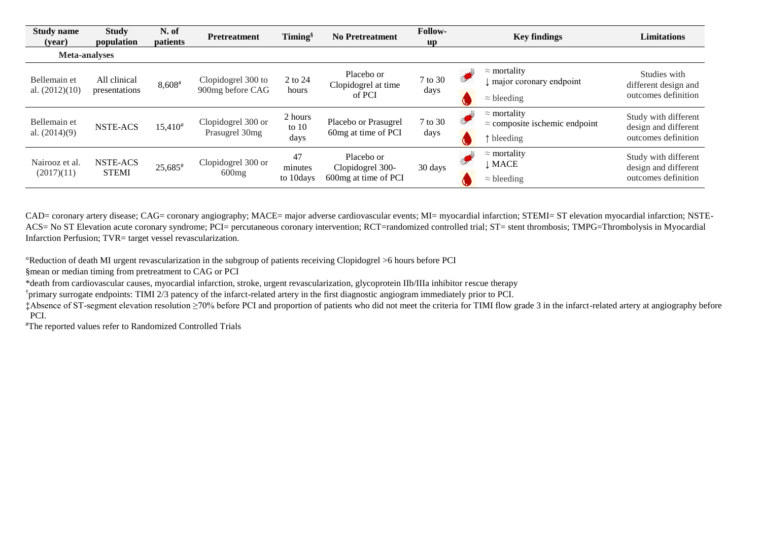| Study name (year) | Study population | N. of patients | Pretreatment | Timing[§] | No Pretreatment | Follow-up | Key findings | Limitations |
|---|---|---|---|---|---|---|---|---|
| **Meta-analyses** | | | | | | | | |
| Bellemain et al. (2012)(10) | All clinical presentations | 8,608[#] | Clopidogrel 300 to 900mg before CAG | 2 to 24 hours | Placebo or Clopidogrel at time of PCI | 7 to 30 days | ≈ mortality<br>↓ major coronary endpoint<br>≈ bleeding | Studies with different design and outcomes definition |
| Bellemain et al. (2014)(9) | NSTE-ACS | 15,410[#] | Clopidogrel 300 or Prasugrel 30mg | 2 hours to 10 days | Placebo or Prasugrel 60mg at time of PCI | 7 to 30 days | ≈ mortality<br>≈ composite ischemic endpoint<br>↑ bleeding | Study with different design and different outcomes definition |
| Nairooz et al. (2017)(11) | NSTE-ACS STEMI | 25,685[#] | Clopidogrel 300 or 600mg | 47 minutes to 10days | Placebo or Clopidogrel 300-600mg at time of PCI | 30 days | ≈ mortality<br>↓ MACE<br>≈ bleeding | Study with different design and different outcomes definition |

CAD= coronary artery disease; CAG= coronary angiography; MACE= major adverse cardiovascular events; MI= myocardial infarction; STEMI= ST elevation myocardial infarction; NSTE-ACS= No ST Elevation acute coronary syndrome; PCI= percutaneous coronary intervention; RCT=randomized controlled trial; ST= stent thrombosis; TMPG=Thrombolysis in Myocardial Infarction Perfusion; TVR= target vessel revascularization.

°Reduction of death MI urgent revascularization in the subgroup of patients receiving Clopidogrel >6 hours before PCI

§mean or median timing from pretreatment to CAG or PCI

*death from cardiovascular causes, myocardial infarction, stroke, urgent revascularization, glycoprotein IIb/IIIa inhibitor rescue therapy

†primary surrogate endpoints: TIMI 2/3 patency of the infarct-related artery in the first diagnostic angiogram immediately prior to PCI.

‡Absence of ST-segment elevation resolution ≥70% before PCI and proportion of patients who did not meet the criteria for TIMI flow grade 3 in the infarct-related artery at angiography before PCI.

#The reported values refer to Randomized Controlled Trials